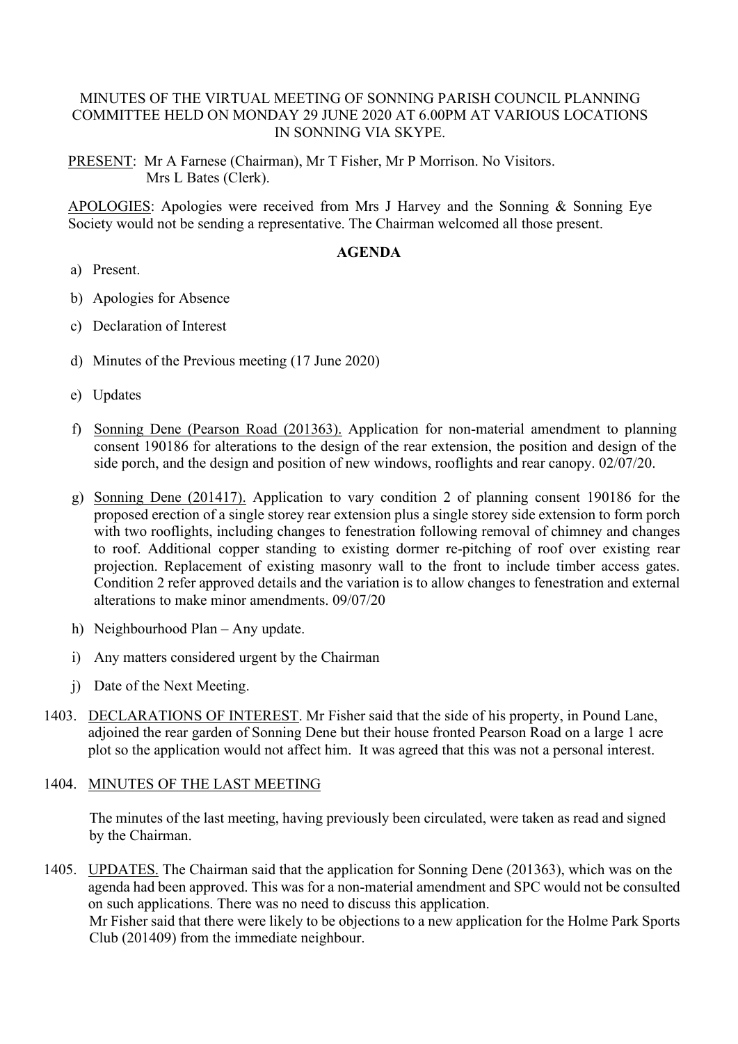MINUTES OF THE VIRTUAL MEETING OF SONNING PARISH COUNCIL PLANNING COMMITTEE HELD ON MONDAY 29 JUNE 2020 AT 6.00PM AT VARIOUS LOCATIONS IN SONNING VIA SKYPE.

PRESENT: Mr A Farnese (Chairman), Mr T Fisher, Mr P Morrison. No Visitors. Mrs L Bates (Clerk).

APOLOGIES: Apologies were received from Mrs J Harvey and the Sonning & Sonning Eye Society would not be sending a representative. The Chairman welcomed all those present.

**AGENDA**

a) Present.

b) Apologies for Absence

c) Declaration of Interest

d) Minutes of the Previous meeting (17 June 2020)

e) Updates

f) Sonning Dene (Pearson Road (201363). Application for non-material amendment to planning consent 190186 for alterations to the design of the rear extension, the position and design of the side porch, and the design and position of new windows, rooflights and rear canopy. 02/07/20.

g) Sonning Dene (201417). Application to vary condition 2 of planning consent 190186 for the proposed erection of a single storey rear extension plus a single storey side extension to form porch with two rooflights, including changes to fenestration following removal of chimney and changes to roof. Additional copper standing to existing dormer re-pitching of roof over existing rear projection. Replacement of existing masonry wall to the front to include timber access gates. Condition 2 refer approved details and the variation is to allow changes to fenestration and external alterations to make minor amendments. 09/07/20

h) Neighbourhood Plan – Any update.

i) Any matters considered urgent by the Chairman

j) Date of the Next Meeting.

1403. DECLARATIONS OF INTEREST. Mr Fisher said that the side of his property, in Pound Lane, adjoined the rear garden of Sonning Dene but their house fronted Pearson Road on a large 1 acre plot so the application would not affect him. It was agreed that this was not a personal interest.

1404. MINUTES OF THE LAST MEETING

The minutes of the last meeting, having previously been circulated, were taken as read and signed by the Chairman.

1405. UPDATES. The Chairman said that the application for Sonning Dene (201363), which was on the agenda had been approved. This was for a non-material amendment and SPC would not be consulted on such applications. There was no need to discuss this application.
Mr Fisher said that there were likely to be objections to a new application for the Holme Park Sports Club (201409) from the immediate neighbour.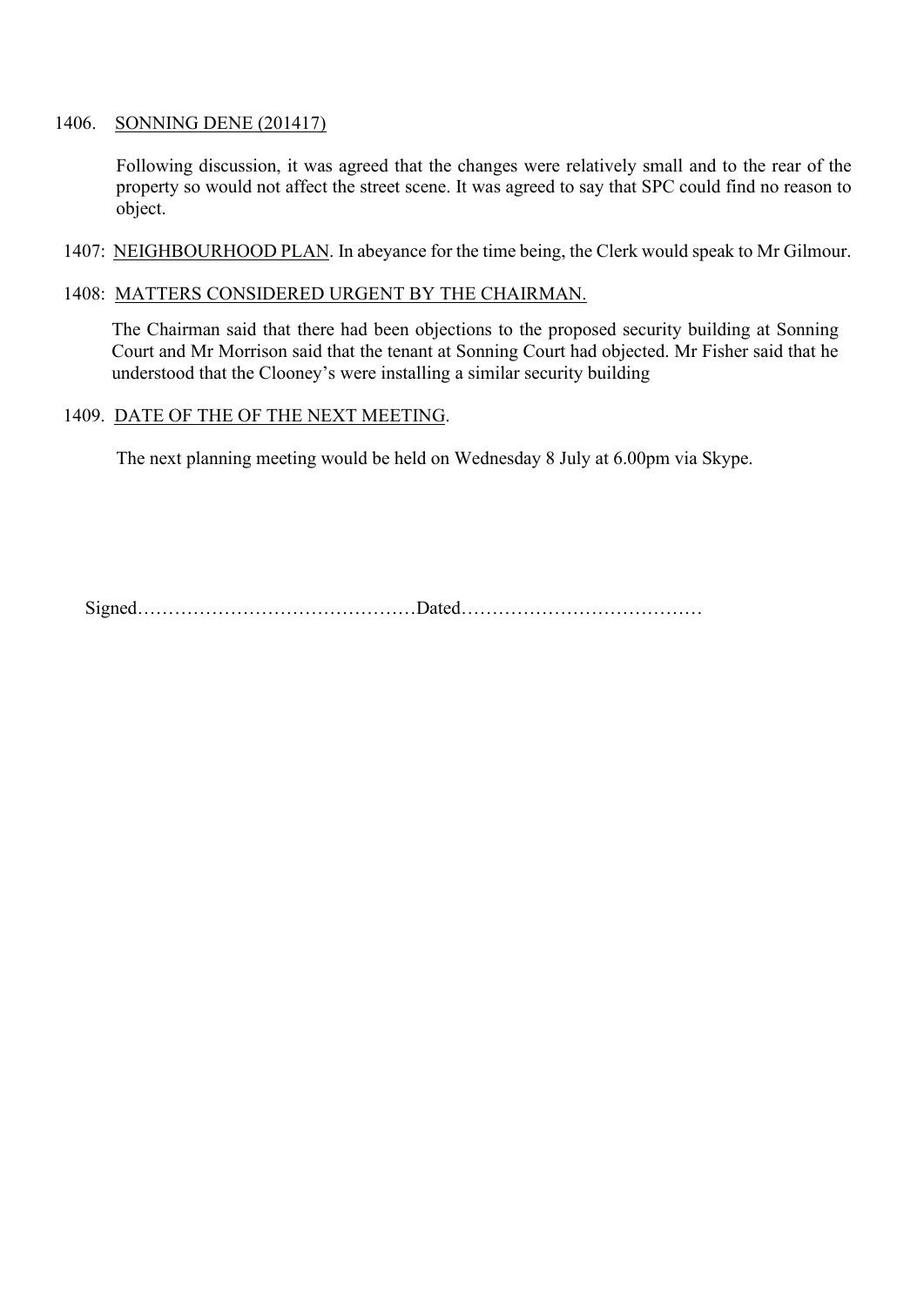1406. <u>SONNING DENE (201417)</u>

Following discussion, it was agreed that the changes were relatively small and to the rear of the property so would not affect the street scene. It was agreed to say that SPC could find no reason to object.

1407: <u>NEIGHBOURHOOD PLAN</u>. In abeyance for the time being, the Clerk would speak to Mr Gilmour.

1408: <u>MATTERS CONSIDERED URGENT BY THE CHAIRMAN.</u>

The Chairman said that there had been objections to the proposed security building at Sonning Court and Mr Morrison said that the tenant at Sonning Court had objected. Mr Fisher said that he understood that the Clooney's were installing a similar security building

1409. <u>DATE OF THE OF THE NEXT MEETING</u>.

The next planning meeting would be held on Wednesday 8 July at 6.00pm via Skype.

Signed………………………………………Dated…………………………………